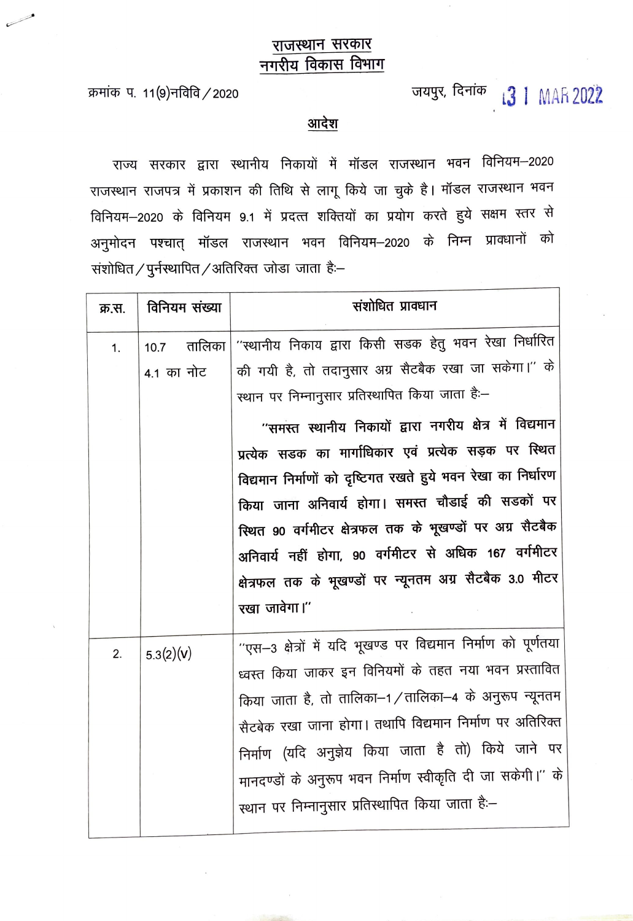# राजस्थान सरकार
## नगरीय विकास विभाग

क्रमांक प. 11(9)नविवि / 2020 जयपुर, दिनांक 31 MAR 2022

### आदेश

राज्य सरकार द्वारा स्थानीय निकायों में मॉडल राजस्थान भवन विनियम–2020 राजस्थान राजपत्र में प्रकाशन की तिथि से लागू किये जा चुके है। मॉडल राजस्थान भवन विनियम–2020 के विनियम 9.1 में प्रदत्त शक्तियों का प्रयोग करते हुये सक्षम स्तर से अनुमोदन पश्चात् मॉडल राजस्थान भवन विनियम–2020 के निम्न प्रावधानों को संशोधित / पुर्नस्थापित / अतिरिक्त जोडा जाता है:–

| क्र.स. | विनियम संख्या | संशोधित प्रावधान |
|---|---|---|
| 1. | 10.7 तालिका 4.1 का नोट | "स्थानीय निकाय द्वारा किसी सडक हेतु भवन रेखा निर्धारित की गयी है, तो तदानुसार अग्र सैटबैक रखा जा सकेगा।" के स्थान पर निम्नानुसार प्रतिस्थापित किया जाता है:– **"समस्त स्थानीय निकायों द्वारा नगरीय क्षेत्र में विद्यमान प्रत्येक सडक का मार्गाधिकार एवं प्रत्येक सड़क पर स्थित विद्यमान निर्माणों को दृष्टिगत रखते हुये भवन रेखा का निर्धारण किया जाना अनिवार्य होगा। समस्त चौडाई की सडकों पर स्थित 90 वर्गमीटर क्षेत्रफल तक के भूखण्डों पर अग्र सैटबैक अनिवार्य नहीं होगा, 90 वर्गमीटर से अधिक 167 वर्गमीटर क्षेत्रफल तक के भूखण्डों पर न्यूनतम अग्र सैटबैक 3.0 मीटर रखा जावेगा।"** |
| 2. | 5.3(2)(v) | "एस–3 क्षेत्रों में यदि भूखण्ड पर विद्यमान निर्माण को पूर्णतया ध्वस्त किया जाकर इन विनियमों के तहत नया भवन प्रस्तावित किया जाता है, तो तालिका–1 / तालिका–4 के अनुरूप न्यूनतम सैटबेक रखा जाना होगा। तथापि विद्यमान निर्माण पर अतिरिक्त निर्माण (यदि अनुज्ञेय किया जाता है तो) किये जाने पर मानदण्डों के अनुरूप भवन निर्माण स्वीकृति दी जा सकेगी।" के स्थान पर निम्नानुसार प्रतिस्थापित किया जाता है:– |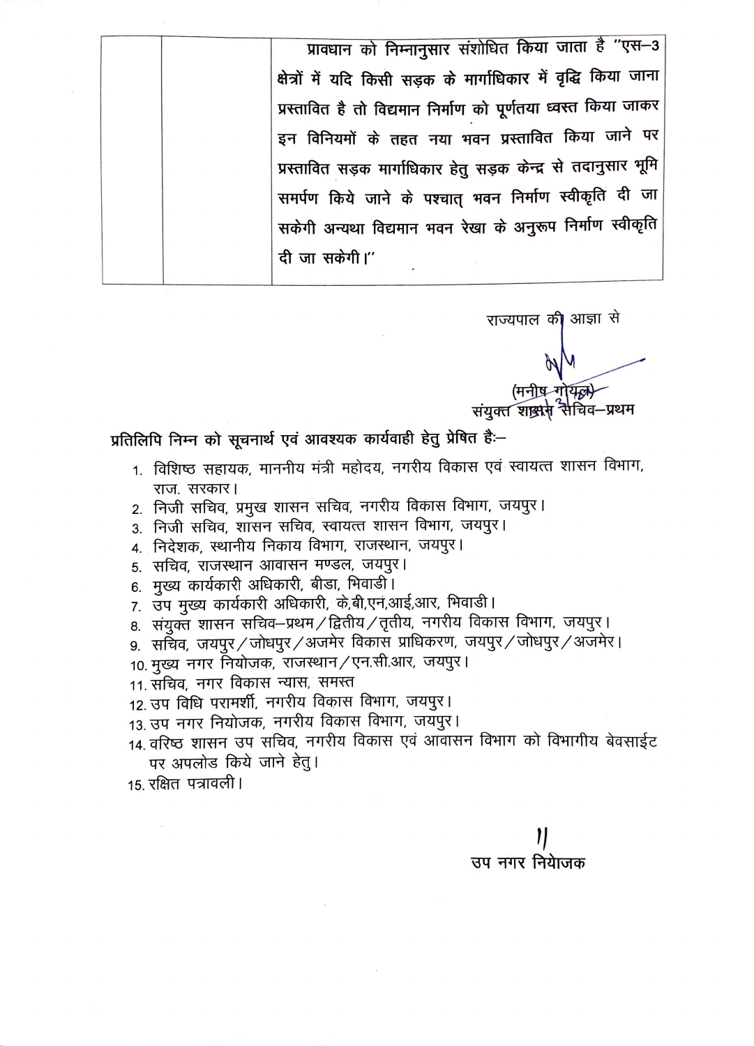| | | |
|---|---|---|
| | | प्रावधान को निम्नानुसार संशोधित किया जाता है "एस–3 क्षेत्रों में यदि किसी सड़क के मार्गाधिकार में वृद्धि किया जाना प्रस्तावित है तो विद्यमान निर्माण को पूर्णतया ध्वस्त किया जाकर इन विनियमों के तहत नया भवन प्रस्तावित किया जाने पर प्रस्तावित सड़क मार्गाधिकार हेतु सड़क केन्द्र से तदानुसार भूमि समर्पण किये जाने के पश्चात् भवन निर्माण स्वीकृति दी जा सकेगी अन्यथा विद्यमान भवन रेखा के अनुरूप निर्माण स्वीकृति दी जा सकेगी।" |

राज्यपाल की आज्ञा से

(मनीष गोयल)
संयुक्त शासन सचिव–प्रथम

प्रतिलिपि निम्न को सूचनार्थ एवं आवश्यक कार्यवाही हेतु प्रेषित है:–

1. विशिष्ठ सहायक, माननीय मंत्री महोदय, नगरीय विकास एवं स्वायत्त शासन विभाग, राज. सरकार।
2. निजी सचिव, प्रमुख शासन सचिव, नगरीय विकास विभाग, जयपुर।
3. निजी सचिव, शासन सचिव, स्वायत्त शासन विभाग, जयपुर।
4. निदेशक, स्थानीय निकाय विभाग, राजस्थान, जयपुर।
5. सचिव, राजस्थान आवासन मण्डल, जयपुर।
6. मुख्य कार्यकारी अधिकारी, बीडा, भिवाडी।
7. उप मुख्य कार्यकारी अधिकारी, के,बी,एन,आई,आर, भिवाडी।
8. संयुक्त शासन सचिव–प्रथम/द्वितीय/तृतीय, नगरीय विकास विभाग, जयपुर।
9. सचिव, जयपुर/जोधपुर/अजमेर विकास प्राधिकरण, जयपुर/जोधपुर/अजमेर।
10. मुख्य नगर नियोजक, राजस्थान/एन.सी.आर, जयपुर।
11. सचिव, नगर विकास न्यास, समस्त
12. उप विधि परामर्शी, नगरीय विकास विभाग, जयपुर।
13. उप नगर नियोजक, नगरीय विकास विभाग, जयपुर।
14. वरिष्ठ शासन उप सचिव, नगरीय विकास एवं आवासन विभाग को विभागीय बेवसाईट पर अपलोड किये जाने हेतु।
15. रक्षित पत्रावली।

उप नगर नियोजक